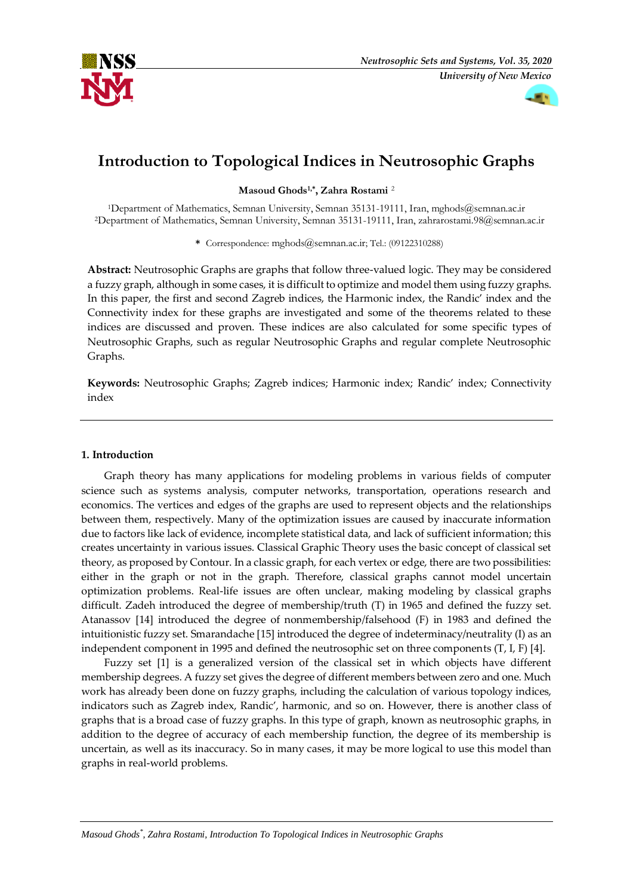# Introduction to Topological Indices in Neutrosophic Graphs

**Masoud Ghods[1,*], Zahra Rostami [2]**

[1]Department of Mathematics, Semnan University, Semnan 35131-19111, Iran, mghods@semnan.ac.ir
[2]Department of Mathematics, Semnan University, Semnan 35131-19111, Iran, zahrarostami.98@semnan.ac.ir

**\*** Correspondence: mghods@semnan.ac.ir; Tel.: (09122310288)

**Abstract:** Neutrosophic Graphs are graphs that follow three-valued logic. They may be considered a fuzzy graph, although in some cases, it is difficult to optimize and model them using fuzzy graphs. In this paper, the first and second Zagreb indices, the Harmonic index, the Randic' index and the Connectivity index for these graphs are investigated and some of the theorems related to these indices are discussed and proven. These indices are also calculated for some specific types of Neutrosophic Graphs, such as regular Neutrosophic Graphs and regular complete Neutrosophic Graphs.

**Keywords:** Neutrosophic Graphs; Zagreb indices; Harmonic index; Randic' index; Connectivity index

---

## 1. Introduction

Graph theory has many applications for modeling problems in various fields of computer science such as systems analysis, computer networks, transportation, operations research and economics. The vertices and edges of the graphs are used to represent objects and the relationships between them, respectively. Many of the optimization issues are caused by inaccurate information due to factors like lack of evidence, incomplete statistical data, and lack of sufficient information; this creates uncertainty in various issues. Classical Graphic Theory uses the basic concept of classical set theory, as proposed by Contour. In a classic graph, for each vertex or edge, there are two possibilities: either in the graph or not in the graph. Therefore, classical graphs cannot model uncertain optimization problems. Real-life issues are often unclear, making modeling by classical graphs difficult. Zadeh introduced the degree of membership/truth (T) in 1965 and defined the fuzzy set. Atanassov [14] introduced the degree of nonmembership/falsehood (F) in 1983 and defined the intuitionistic fuzzy set. Smarandache [15] introduced the degree of indeterminacy/neutrality (I) as an independent component in 1995 and defined the neutrosophic set on three components (T, I, F) [4].

Fuzzy set [1] is a generalized version of the classical set in which objects have different membership degrees. A fuzzy set gives the degree of different members between zero and one. Much work has already been done on fuzzy graphs, including the calculation of various topology indices, indicators such as Zagreb index, Randic', harmonic, and so on. However, there is another class of graphs that is a broad case of fuzzy graphs. In this type of graph, known as neutrosophic graphs, in addition to the degree of accuracy of each membership function, the degree of its membership is uncertain, as well as its inaccuracy. So in many cases, it may be more logical to use this model than graphs in real-world problems.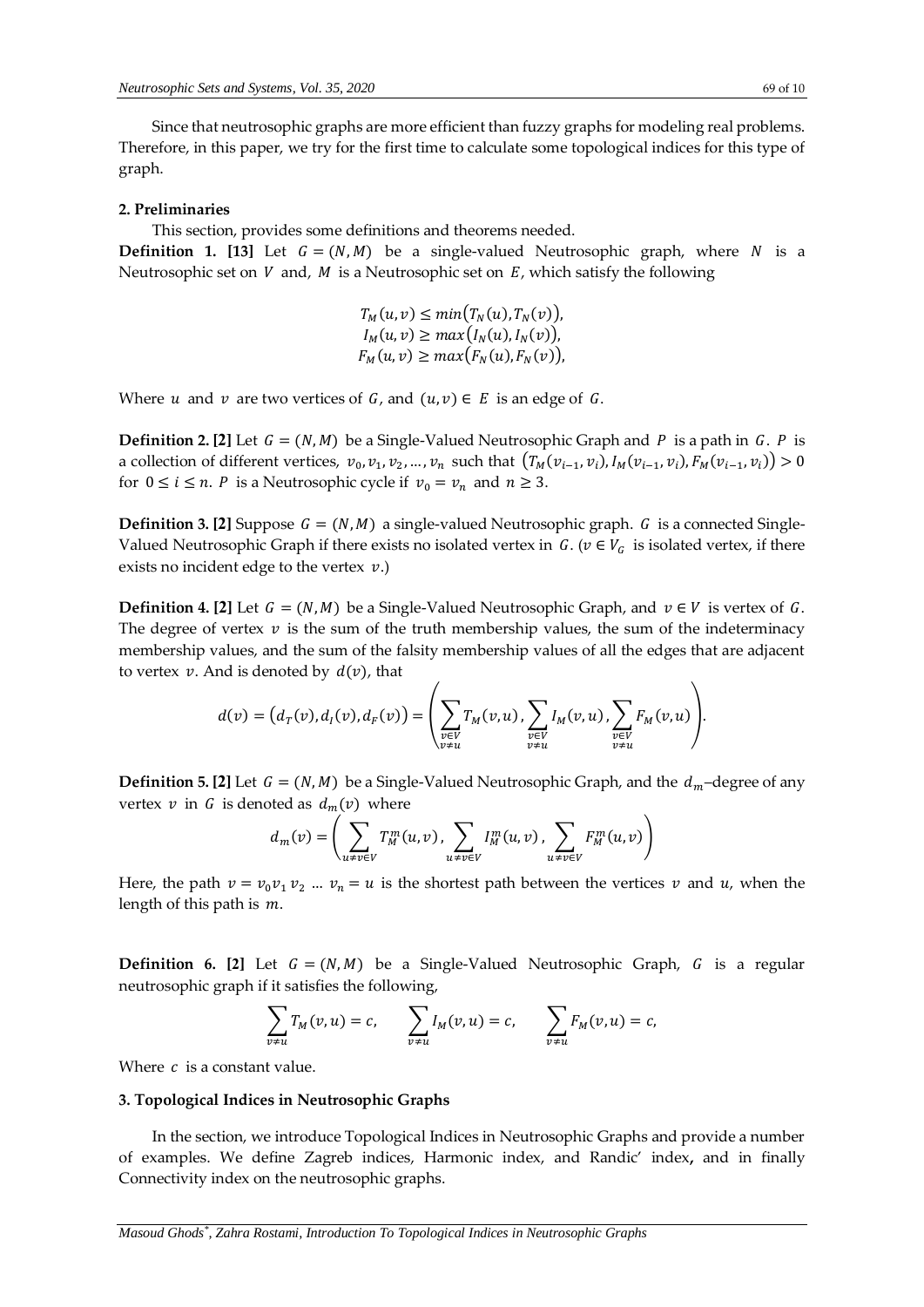Since that neutrosophic graphs are more efficient than fuzzy graphs for modeling real problems. Therefore, in this paper, we try for the first time to calculate some topological indices for this type of graph.

## 2. Preliminaries

This section, provides some definitions and theorems needed.

**Definition 1. [13]** Let $G=(N,M)$ be a single-valued Neutrosophic graph, where $N$ is a Neutrosophic set on $V$ and, $M$ is a Neutrosophic set on $E$, which satisfy the following

$$T_M(u,v)\le min\big(T_N(u),T_N(v)\big),$$
$$I_M(u,v)\ge max\big(I_N(u),I_N(v)\big),$$
$$F_M(u,v)\ge max\big(F_N(u),F_N(v)\big),$$

Where $u$ and $v$ are two vertices of $G$, and $(u,v)\in E$ is an edge of $G$.

**Definition 2. [2]** Let $G=(N,M)$ be a Single-Valued Neutrosophic Graph and $P$ is a path in $G$. $P$ is a collection of different vertices, $v_0,v_1,v_2,\dots,v_n$ such that $\big(T_M(v_{i-1},v_i),I_M(v_{i-1},v_i),F_M(v_{i-1},v_i)\big)>0$ for $0\le i\le n$. $P$ is a Neutrosophic cycle if $v_0=v_n$ and $n\ge 3$.

**Definition 3. [2]** Suppose $G=(N,M)$ a single-valued Neutrosophic graph. $G$ is a connected Single-Valued Neutrosophic Graph if there exists no isolated vertex in $G$. ($v\in V_G$ is isolated vertex, if there exists no incident edge to the vertex $v$.)

**Definition 4. [2]** Let $G=(N,M)$ be a Single-Valued Neutrosophic Graph, and $v\in V$ is vertex of $G$. The degree of vertex $v$ is the sum of the truth membership values, the sum of the indeterminacy membership values, and the sum of the falsity membership values of all the edges that are adjacent to vertex $v$. And is denoted by $d(v)$, that

$$d(v)=\big(d_T(v),d_I(v),d_F(v)\big)=\left(\sum_{\substack{v\in V\\ v\neq u}}T_M(v,u),\sum_{\substack{v\in V\\ v\neq u}}I_M(v,u),\sum_{\substack{v\in V\\ v\neq u}}F_M(v,u)\right).$$

**Definition 5. [2]** Let $G=(N,M)$ be a Single-Valued Neutrosophic Graph, and the $d_m$–degree of any vertex $v$ in $G$ is denoted as $d_m(v)$ where

$$d_m(v)=\left(\sum_{u\neq v\in V}T_M^m(u,v),\sum_{u\neq v\in V}I_M^m(u,v),\sum_{u\neq v\in V}F_M^m(u,v)\right)$$

Here, the path $v=v_0v_1v_2\dots v_n=u$ is the shortest path between the vertices $v$ and $u$, when the length of this path is $m$.

**Definition 6. [2]** Let $G=(N,M)$ be a Single-Valued Neutrosophic Graph, $G$ is a regular neutrosophic graph if it satisfies the following,

$$\sum_{v\neq u}T_M(v,u)=c,\qquad \sum_{v\neq u}I_M(v,u)=c,\qquad \sum_{v\neq u}F_M(v,u)=c,$$

Where $c$ is a constant value.

## 3. Topological Indices in Neutrosophic Graphs

In the section, we introduce Topological Indices in Neutrosophic Graphs and provide a number of examples. We define Zagreb indices, Harmonic index, and Randic' index**,** and in finally Connectivity index on the neutrosophic graphs.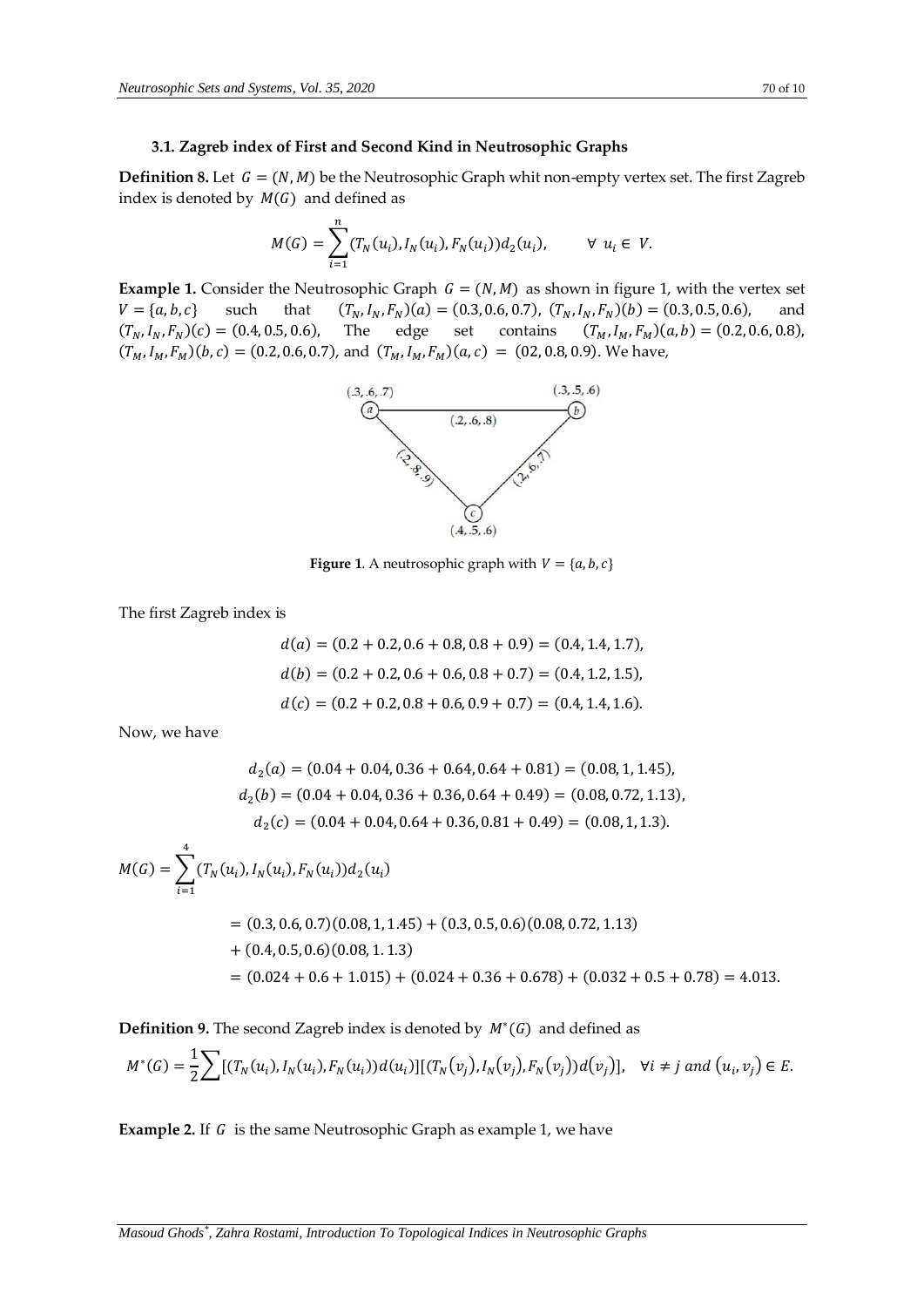### 3.1. Zagreb index of First and Second Kind in Neutrosophic Graphs

**Definition 8.** Let $G = (N, M)$ be the Neutrosophic Graph whit non-empty vertex set. The first Zagreb index is denoted by $M(G)$ and defined as

$$M(G) = \sum_{i=1}^{n} (T_N(u_i), I_N(u_i), F_N(u_i))d_2(u_i), \qquad \forall \ u_i \in V.$$

**Example 1.** Consider the Neutrosophic Graph $G = (N, M)$ as shown in figure 1, with the vertex set $V = \{a, b, c\}$ such that $(T_N, I_N, F_N)(a) = (0.3, 0.6, 0.7)$, $(T_N, I_N, F_N)(b) = (0.3, 0.5, 0.6)$, and $(T_N, I_N, F_N)(c) = (0.4, 0.5, 0.6)$, The edge set contains $(T_M, I_M, F_M)(a, b) = (0.2, 0.6, 0.8)$, $(T_M, I_M, F_M)(b, c) = (0.2, 0.6, 0.7)$, and $(T_M, I_M, F_M)(a, c) = (02, 0.8, 0.9)$. We have,

(.3, .6, .7) a
(.3, .5, .6) b
(.2, .6, .8)
(.2, .8, .9)
(.2, .6, .7)
c
(.4, .5, .6)

**Figure 1**. A neutrosophic graph with $V = \{a, b, c\}$

The first Zagreb index is

$$d(a) = (0.2 + 0.2, 0.6 + 0.8, 0.8 + 0.9) = (0.4, 1.4, 1.7),$$

$$d(b) = (0.2 + 0.2, 0.6 + 0.6, 0.8 + 0.7) = (0.4, 1.2, 1.5),$$

$$d(c) = (0.2 + 0.2, 0.8 + 0.6, 0.9 + 0.7) = (0.4, 1.4, 1.6).$$

Now, we have

$$d_2(a) = (0.04 + 0.04, 0.36 + 0.64, 0.64 + 0.81) = (0.08, 1, 1.45),$$

$$d_2(b) = (0.04 + 0.04, 0.36 + 0.36, 0.64 + 0.49) = (0.08, 0.72, 1.13),$$

$$d_2(c) = (0.04 + 0.04, 0.64 + 0.36, 0.81 + 0.49) = (0.08, 1, 1.3).$$

$$M(G) = \sum_{i=1}^{4} (T_N(u_i), I_N(u_i), F_N(u_i))d_2(u_i)$$

$$= (0.3, 0.6, 0.7)(0.08, 1, 1.45) + (0.3, 0.5, 0.6)(0.08, 0.72, 1.13)$$
$$+ (0.4, 0.5, 0.6)(0.08, 1. 1.3)$$
$$= (0.024 + 0.6 + 1.015) + (0.024 + 0.36 + 0.678) + (0.032 + 0.5 + 0.78) = 4.013.$$

**Definition 9.** The second Zagreb index is denoted by $M^*(G)$ and defined as

$$M^*(G) = \frac{1}{2}\sum [(T_N(u_i), I_N(u_i), F_N(u_i))d(u_i)][(T_N(v_j), I_N(v_j), F_N(v_j))d(v_j)], \quad \forall i \neq j \text{ and } (u_i, v_j) \in E.$$

**Example 2.** If $G$ is the same Neutrosophic Graph as example 1, we have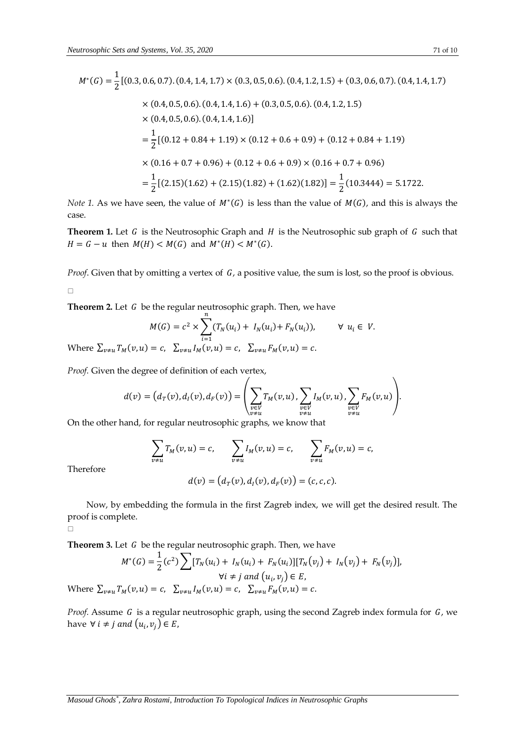$$M^{*}(G)=\frac{1}{2}[(0.3,0.6,0.7).(0.4,1.4,1.7)\times(0.3,0.5,0.6).(0.4,1.2,1.5)+(0.3,0.6,0.7).(0.4,1.4,1.7)$$

$$\times(0.4,0.5,0.6).(0.4,1.4,1.6)+(0.3,0.5,0.6).(0.4,1.2,1.5)$$

$$\times(0.4,0.5,0.6).(0.4,1.4,1.6)]$$

$$=\frac{1}{2}[(0.12+0.84+1.19)\times(0.12+0.6+0.9)+(0.12+0.84+1.19)$$

$$\times(0.16+0.7+0.96)+(0.12+0.6+0.9)\times(0.16+0.7+0.96)$$

$$=\frac{1}{2}[(2.15)(1.62)+(2.15)(1.82)+(1.62)(1.82)]=\frac{1}{2}(10.3444)=5.1722.$$

*Note 1.* As we have seen, the value of $M^{*}(G)$ is less than the value of $M(G)$, and this is always the case.

**Theorem 1.** Let $G$ is the Neutrosophic Graph and $H$ is the Neutrosophic sub graph of $G$ such that $H=G-u$ then $M(H)<M(G)$ and $M^{*}(H)<M^{*}(G)$.

*Proof.* Given that by omitting a vertex of $G$, a positive value, the sum is lost, so the proof is obvious.

□

**Theorem 2.** Let $G$ be the regular neutrosophic graph. Then, we have

$$M(G)=c^{2}\times\sum_{i=1}^{n}(T_{N}(u_{i})+I_{N}(u_{i})+F_{N}(u_{i})),\qquad \forall\ u_{i}\in V.$$

Where $\sum_{v\neq u}T_{M}(v,u)=c,\ \ \sum_{v\neq u}I_{M}(v,u)=c,\ \ \sum_{v\neq u}F_{M}(v,u)=c.$

*Proof.* Given the degree of definition of each vertex,

$$d(v)=\left(d_{T}(v),d_{I}(v),d_{F}(v)\right)=\left(\sum_{\substack{v\in V\\ v\neq u}}T_{M}(v,u),\sum_{\substack{v\in V\\ v\neq u}}I_{M}(v,u),\sum_{\substack{v\in V\\ v\neq u}}F_{M}(v,u)\right).$$

On the other hand, for regular neutrosophic graphs, we know that

$$\sum_{v\neq u}T_{M}(v,u)=c,\qquad \sum_{v\neq u}I_{M}(v,u)=c,\qquad \sum_{v\neq u}F_{M}(v,u)=c,$$

Therefore

$$d(v)=\left(d_{T}(v),d_{I}(v),d_{F}(v)\right)=(c,c,c).$$

Now, by embedding the formula in the first Zagreb index, we will get the desired result. The proof is complete.

□

**Theorem 3.** Let $G$ be the regular neutrosophic graph. Then, we have

$$M^{*}(G)=\frac{1}{2}(c^{2})\sum[T_{N}(u_{i})+I_{N}(u_{i})+F_{N}(u_{i})][T_{N}(v_{j})+I_{N}(v_{j})+F_{N}(v_{j})],$$
$$\forall i\neq j\ and\ (u_{i},v_{j})\in E,$$

Where $\sum_{v\neq u}T_{M}(v,u)=c,\ \ \sum_{v\neq u}I_{M}(v,u)=c,\ \ \sum_{v\neq u}F_{M}(v,u)=c.$

*Proof.* Assume $G$ is a regular neutrosophic graph, using the second Zagreb index formula for $G$, we have $\forall\ i\neq j\ and\ (u_{i},v_{j})\in E,$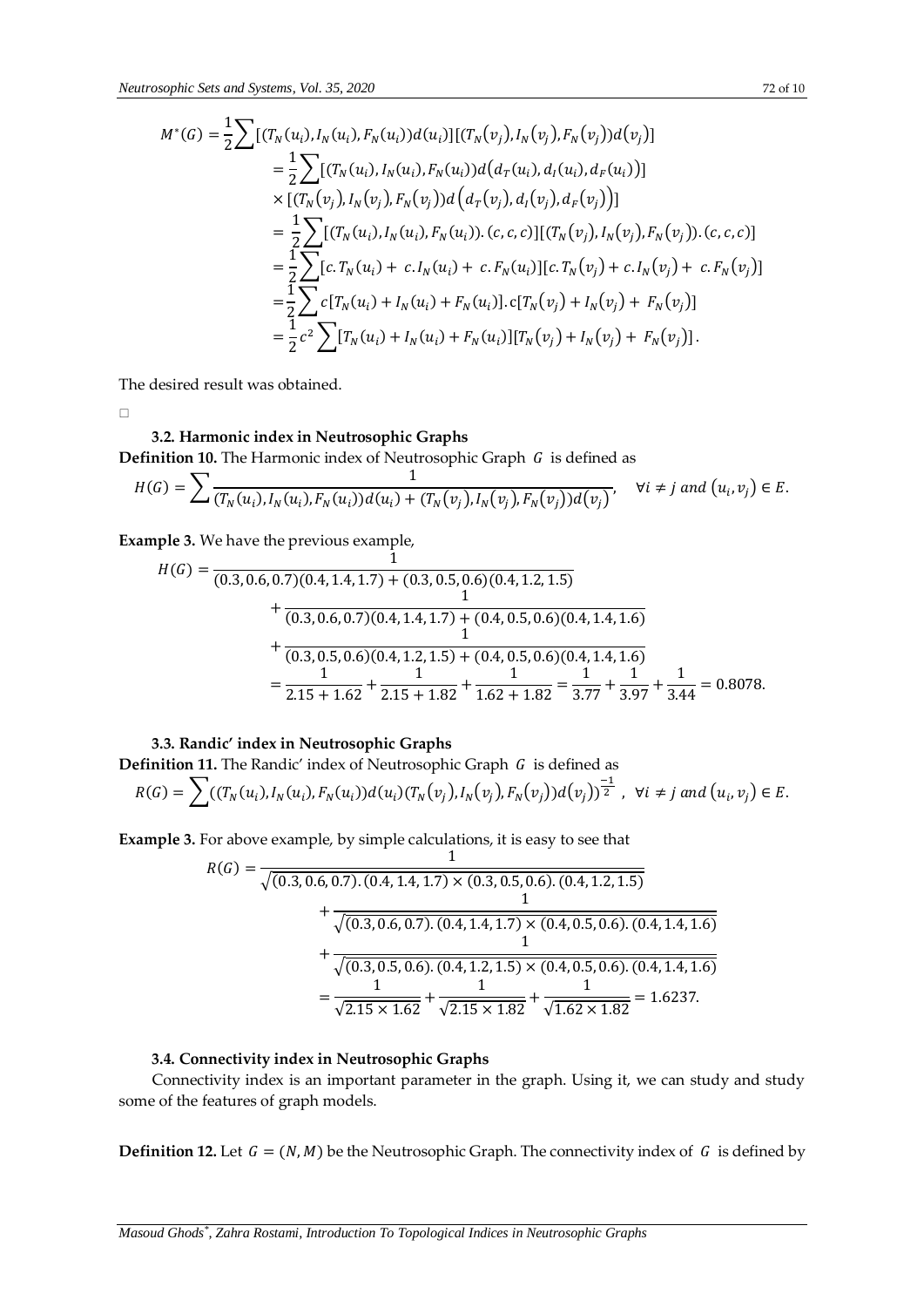$$
\begin{aligned}
M^*(G) &= \frac{1}{2}\sum[(T_N(u_i), I_N(u_i), F_N(u_i))d(u_i)][(T_N(v_j), I_N(v_j), F_N(v_j))d(v_j)] \\
&= \frac{1}{2}\sum[(T_N(u_i), I_N(u_i), F_N(u_i))d\big(d_T(u_i), d_I(u_i), d_F(u_i)\big)] \\
&\times [(T_N(v_j), I_N(v_j), F_N(v_j))d\Big(d_T(v_j), d_I(v_j), d_F(v_j)\Big)] \\
&= \frac{1}{2}\sum[(T_N(u_i), I_N(u_i), F_N(u_i)).(c,c,c)][(T_N(v_j), I_N(v_j), F_N(v_j)).(c,c,c)] \\
&= \frac{1}{2}\sum[c.T_N(u_i) + c.I_N(u_i) + c.F_N(u_i)][c.T_N(v_j) + c.I_N(v_j) + c.F_N(v_j)] \\
&= \frac{1}{2}\sum c[T_N(u_i) + I_N(u_i) + F_N(u_i)].c[T_N(v_j) + I_N(v_j) + F_N(v_j)] \\
&= \frac{1}{2}c^2\sum[T_N(u_i) + I_N(u_i) + F_N(u_i)][T_N(v_j) + I_N(v_j) + F_N(v_j)].
\end{aligned}
$$

The desired result was obtained.

□

### 3.2. Harmonic index in Neutrosophic Graphs

**Definition 10.** The Harmonic index of Neutrosophic Graph $G$ is defined as

$$
H(G) = \sum \frac{1}{(T_N(u_i), I_N(u_i), F_N(u_i))d(u_i) + (T_N(v_j), I_N(v_j), F_N(v_j))d(v_j)}, \quad \forall i \neq j \text{ and } (u_i, v_j) \in E.
$$

**Example 3.** We have the previous example,

$$
\begin{aligned}
H(G) &= \frac{1}{(0.3,0.6,0.7)(0.4,1.4,1.7) + (0.3,0.5,0.6)(0.4,1.2,1.5)} \\
&+ \frac{1}{(0.3,0.6,0.7)(0.4,1.4,1.7) + (0.4,0.5,0.6)(0.4,1.4,1.6)} \\
&+ \frac{1}{(0.3,0.5,0.6)(0.4,1.2,1.5) + (0.4,0.5,0.6)(0.4,1.4,1.6)} \\
&= \frac{1}{2.15 + 1.62} + \frac{1}{2.15 + 1.82} + \frac{1}{1.62 + 1.82} = \frac{1}{3.77} + \frac{1}{3.97} + \frac{1}{3.44} = 0.8078.
\end{aligned}
$$

### 3.3. Randic' index in Neutrosophic Graphs

**Definition 11.** The Randic' index of Neutrosophic Graph $G$ is defined as

$$
R(G) = \sum((T_N(u_i), I_N(u_i), F_N(u_i))d(u_i)(T_N(v_j), I_N(v_j), F_N(v_j))d(v_j))^{\frac{-1}{2}}, \quad \forall i \neq j \text{ and } (u_i, v_j) \in E.
$$

**Example 3.** For above example, by simple calculations, it is easy to see that

$$
\begin{aligned}
R(G) &= \frac{1}{\sqrt{(0.3,0.6,0.7).(0.4,1.4,1.7) \times (0.3,0.5,0.6).(0.4,1.2,1.5)}} \\
&+ \frac{1}{\sqrt{(0.3,0.6,0.7).(0.4,1.4,1.7) \times (0.4,0.5,0.6).(0.4,1.4,1.6)}} \\
&+ \frac{1}{\sqrt{(0.3,0.5,0.6).(0.4,1.2,1.5) \times (0.4,0.5,0.6).(0.4,1.4,1.6)}} \\
&= \frac{1}{\sqrt{2.15 \times 1.62}} + \frac{1}{\sqrt{2.15 \times 1.82}} + \frac{1}{\sqrt{1.62 \times 1.82}} = 1.6237.
\end{aligned}
$$

### 3.4. Connectivity index in Neutrosophic Graphs

Connectivity index is an important parameter in the graph. Using it, we can study and study some of the features of graph models.

**Definition 12.** Let $G = (N, M)$ be the Neutrosophic Graph. The connectivity index of $G$ is defined by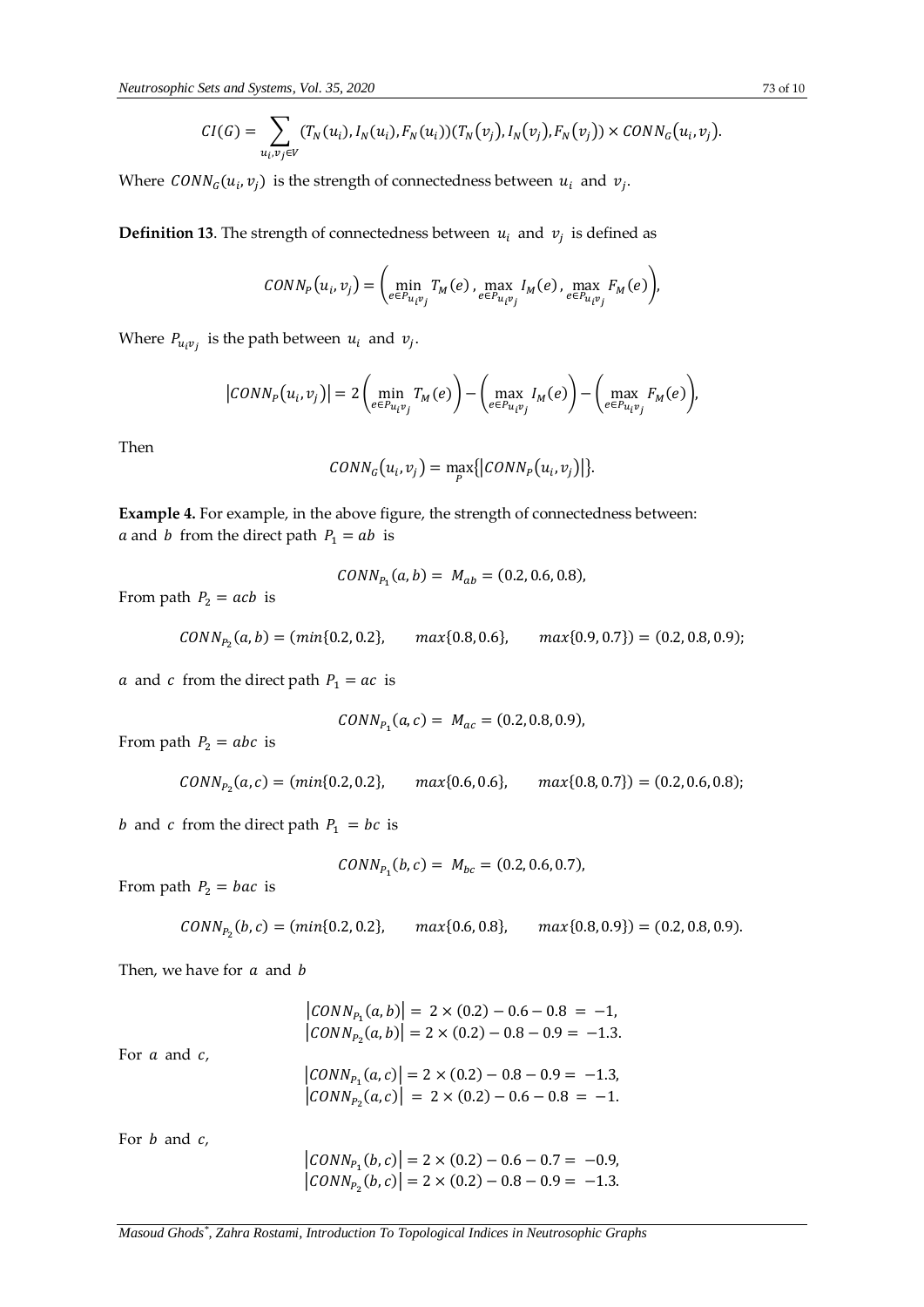$$CI(G) = \sum_{u_i, v_j \in V} (T_N(u_i), I_N(u_i), F_N(u_i))(T_N(v_j), I_N(v_j), F_N(v_j)) \times CONN_G(u_i, v_j).$$

Where $CONN_G(u_i, v_j)$ is the strength of connectedness between $u_i$ and $v_j$.

**Definition 13**. The strength of connectedness between $u_i$ and $v_j$ is defined as

$$CONN_P(u_i, v_j) = \left( \min_{e \in P_{u_i v_j}} T_M(e), \max_{e \in P_{u_i v_j}} I_M(e), \max_{e \in P_{u_i v_j}} F_M(e) \right),$$

Where $P_{u_i v_j}$ is the path between $u_i$ and $v_j$.

$$|CONN_P(u_i, v_j)| = 2\left( \min_{e \in P_{u_i v_j}} T_M(e) \right) - \left( \max_{e \in P_{u_i v_j}} I_M(e) \right) - \left( \max_{e \in P_{u_i v_j}} F_M(e) \right),$$

Then

$$CONN_G(u_i, v_j) = \max_P \{ |CONN_P(u_i, v_j)| \}.$$

**Example 4.** For example, in the above figure, the strength of connectedness between:
$a$ and $b$ from the direct path $P_1 = ab$ is

$$CONN_{P_1}(a, b) = M_{ab} = (0.2, 0.6, 0.8),$$

From path $P_2 = acb$ is

$$CONN_{P_2}(a, b) = (min\{0.2, 0.2\}, \quad max\{0.8, 0.6\}, \quad max\{0.9, 0.7\}) = (0.2, 0.8, 0.9);$$

$a$ and $c$ from the direct path $P_1 = ac$ is

$$CONN_{P_1}(a, c) = M_{ac} = (0.2, 0.8, 0.9),$$

From path $P_2 = abc$ is

$$CONN_{P_2}(a, c) = (min\{0.2, 0.2\}, \quad max\{0.6, 0.6\}, \quad max\{0.8, 0.7\}) = (0.2, 0.6, 0.8);$$

$b$ and $c$ from the direct path $P_1 = bc$ is

$$CONN_{P_1}(b, c) = M_{bc} = (0.2, 0.6, 0.7),$$

From path $P_2 = bac$ is

$$CONN_{P_2}(b, c) = (min\{0.2, 0.2\}, \quad max\{0.6, 0.8\}, \quad max\{0.8, 0.9\}) = (0.2, 0.8, 0.9).$$

Then, we have for $a$ and $b$

$$|CONN_{P_1}(a, b)| = 2 \times (0.2) - 0.6 - 0.8 = -1,$$
$$|CONN_{P_2}(a, b)| = 2 \times (0.2) - 0.8 - 0.9 = -1.3.$$

For $a$ and $c$,

$$|CONN_{P_1}(a, c)| = 2 \times (0.2) - 0.8 - 0.9 = -1.3,$$
$$|CONN_{P_2}(a, c)| = 2 \times (0.2) - 0.6 - 0.8 = -1.$$

For $b$ and $c$,

$$|CONN_{P_1}(b, c)| = 2 \times (0.2) - 0.6 - 0.7 = -0.9,$$
$$|CONN_{P_2}(b, c)| = 2 \times (0.2) - 0.8 - 0.9 = -1.3.$$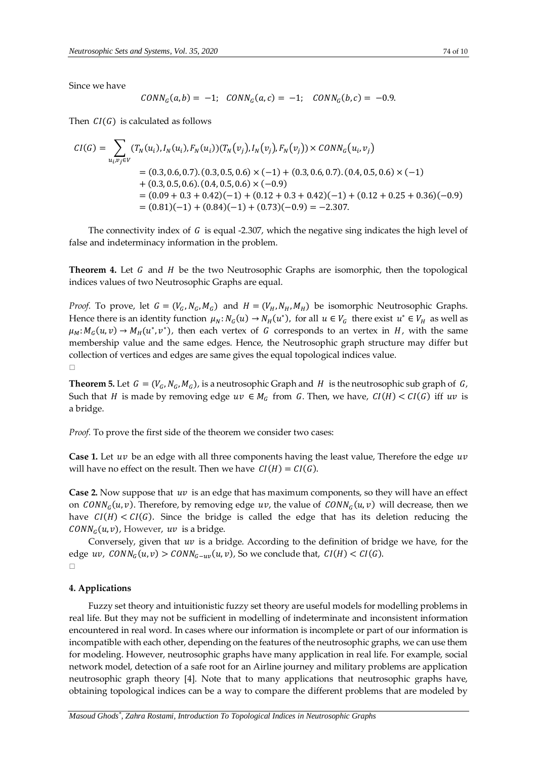Since we have

$$CONN_G(a,b) = -1; \quad CONN_G(a,c) = -1; \quad CONN_G(b,c) = -0.9.$$

Then $CI(G)$ is calculated as follows

$$
\begin{aligned}
CI(G) = \sum_{u_i,v_j \in V} & (T_N(u_i), I_N(u_i), F_N(u_i))(T_N(v_j), I_N(v_j), F_N(v_j)) \times CONN_G(u_i, v_j) \\
&= (0.3, 0.6, 0.7).(0.3, 0.5, 0.6) \times (-1) + (0.3, 0.6, 0.7).(0.4, 0.5, 0.6) \times (-1) \\
&+ (0.3, 0.5, 0.6).(0.4, 0.5, 0.6) \times (-0.9) \\
&= (0.09 + 0.3 + 0.42)(-1) + (0.12 + 0.3 + 0.42)(-1) + (0.12 + 0.25 + 0.36)(-0.9) \\
&= (0.81)(-1) + (0.84)(-1) + (0.73)(-0.9) = -2.307.
\end{aligned}
$$

The connectivity index of $G$ is equal -2.307, which the negative sing indicates the high level of false and indeterminacy information in the problem.

**Theorem 4.** Let $G$ and $H$ be the two Neutrosophic Graphs are isomorphic, then the topological indices values of two Neutrosophic Graphs are equal.

*Proof.* To prove, let $G = (V_G, N_G, M_G)$ and $H = (V_H, N_H, M_H)$ be isomorphic Neutrosophic Graphs. Hence there is an identity function $\mu_N: N_G(u) \to N_H(u^*)$, for all $u \in V_G$ there exist $u^* \in V_H$ as well as $\mu_M: M_G(u,v) \to M_H(u^*, v^*)$, then each vertex of $G$ corresponds to an vertex in $H$, with the same membership value and the same edges. Hence, the Neutrosophic graph structure may differ but collection of vertices and edges are same gives the equal topological indices value.
□

**Theorem 5.** Let $G = (V_G, N_G, M_G)$, is a neutrosophic Graph and $H$ is the neutrosophic sub graph of $G$, Such that $H$ is made by removing edge $uv \in M_G$ from $G$. Then, we have, $CI(H) < CI(G)$ iff $uv$ is a bridge.

*Proof.* To prove the first side of the theorem we consider two cases:

**Case 1.** Let $uv$ be an edge with all three components having the least value, Therefore the edge $uv$ will have no effect on the result. Then we have $CI(H) = CI(G)$.

**Case 2.** Now suppose that $uv$ is an edge that has maximum components, so they will have an effect on $CONN_G(u,v)$. Therefore, by removing edge $uv$, the value of $CONN_G(u,v)$ will decrease, then we have $CI(H) < CI(G)$. Since the bridge is called the edge that has its deletion reducing the $CONN_G(u,v)$, However, $uv$ is a bridge.

Conversely, given that $uv$ is a bridge. According to the definition of bridge we have, for the edge $uv$, $CONN_G(u,v) > CONN_{G-uv}(u,v)$, So we conclude that, $CI(H) < CI(G)$.
□

## 4. Applications

Fuzzy set theory and intuitionistic fuzzy set theory are useful models for modelling problems in real life. But they may not be sufficient in modelling of indeterminate and inconsistent information encountered in real word. In cases where our information is incomplete or part of our information is incompatible with each other, depending on the features of the neutrosophic graphs, we can use them for modeling. However, neutrosophic graphs have many application in real life. For example, social network model, detection of a safe root for an Airline journey and military problems are application neutrosophic graph theory [4]. Note that to many applications that neutrosophic graphs have, obtaining topological indices can be a way to compare the different problems that are modeled by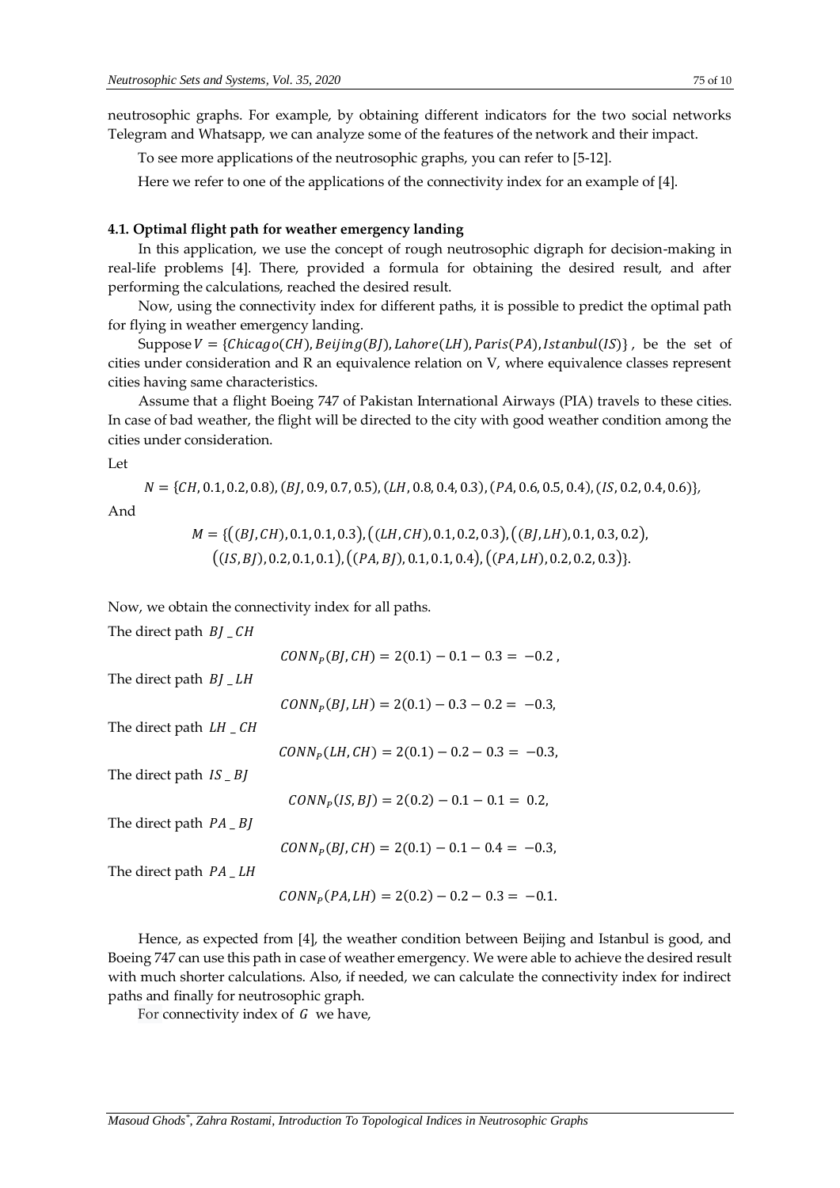neutrosophic graphs. For example, by obtaining different indicators for the two social networks Telegram and Whatsapp, we can analyze some of the features of the network and their impact.

To see more applications of the neutrosophic graphs, you can refer to [5-12].

Here we refer to one of the applications of the connectivity index for an example of [4].

### 4.1. Optimal flight path for weather emergency landing

In this application, we use the concept of rough neutrosophic digraph for decision-making in real-life problems [4]. There, provided a formula for obtaining the desired result, and after performing the calculations, reached the desired result.

Now, using the connectivity index for different paths, it is possible to predict the optimal path for flying in weather emergency landing.

Suppose $V = \{Chicago(CH), Beijing(BJ), Lahore(LH), Paris(PA), Istanbul(IS)\}$, be the set of cities under consideration and R an equivalence relation on V, where equivalence classes represent cities having same characteristics.

Assume that a flight Boeing 747 of Pakistan International Airways (PIA) travels to these cities. In case of bad weather, the flight will be directed to the city with good weather condition among the cities under consideration.

Let

$$N = \{CH, 0.1, 0.2, 0.8), (BJ, 0.9, 0.7, 0.5), (LH, 0.8, 0.4, 0.3), (PA, 0.6, 0.5, 0.4), (IS, 0.2, 0.4, 0.6)\},$$

And

$$M = \{((BJ, CH), 0.1, 0.1, 0.3), ((LH, CH), 0.1, 0.2, 0.3), ((BJ, LH), 0.1, 0.3, 0.2), ((IS, BJ), 0.2, 0.1, 0.1), ((PA, BJ), 0.1, 0.1, 0.4), ((PA, LH), 0.2, 0.2, 0.3)\}.$$

Now, we obtain the connectivity index for all paths.

The direct path $BJ\_CH$

$$CONN_P(BJ, CH) = 2(0.1) - 0.1 - 0.3 = -0.2,$$

The direct path $BJ\_LH$

$$CONN_P(BJ, LH) = 2(0.1) - 0.3 - 0.2 = -0.3,$$

The direct path $LH\_CH$

$$CONN_P(LH, CH) = 2(0.1) - 0.2 - 0.3 = -0.3,$$

The direct path $IS\_BJ$

$$CONN_P(IS, BJ) = 2(0.2) - 0.1 - 0.1 = 0.2,$$

The direct path $PA\_BJ$

$$CONN_P(BJ, CH) = 2(0.1) - 0.1 - 0.4 = -0.3,$$

The direct path $PA\_LH$

$$CONN_P(PA, LH) = 2(0.2) - 0.2 - 0.3 = -0.1.$$

Hence, as expected from [4], the weather condition between Beijing and Istanbul is good, and Boeing 747 can use this path in case of weather emergency. We were able to achieve the desired result with much shorter calculations. Also, if needed, we can calculate the connectivity index for indirect paths and finally for neutrosophic graph.

For connectivity index of $G$ we have,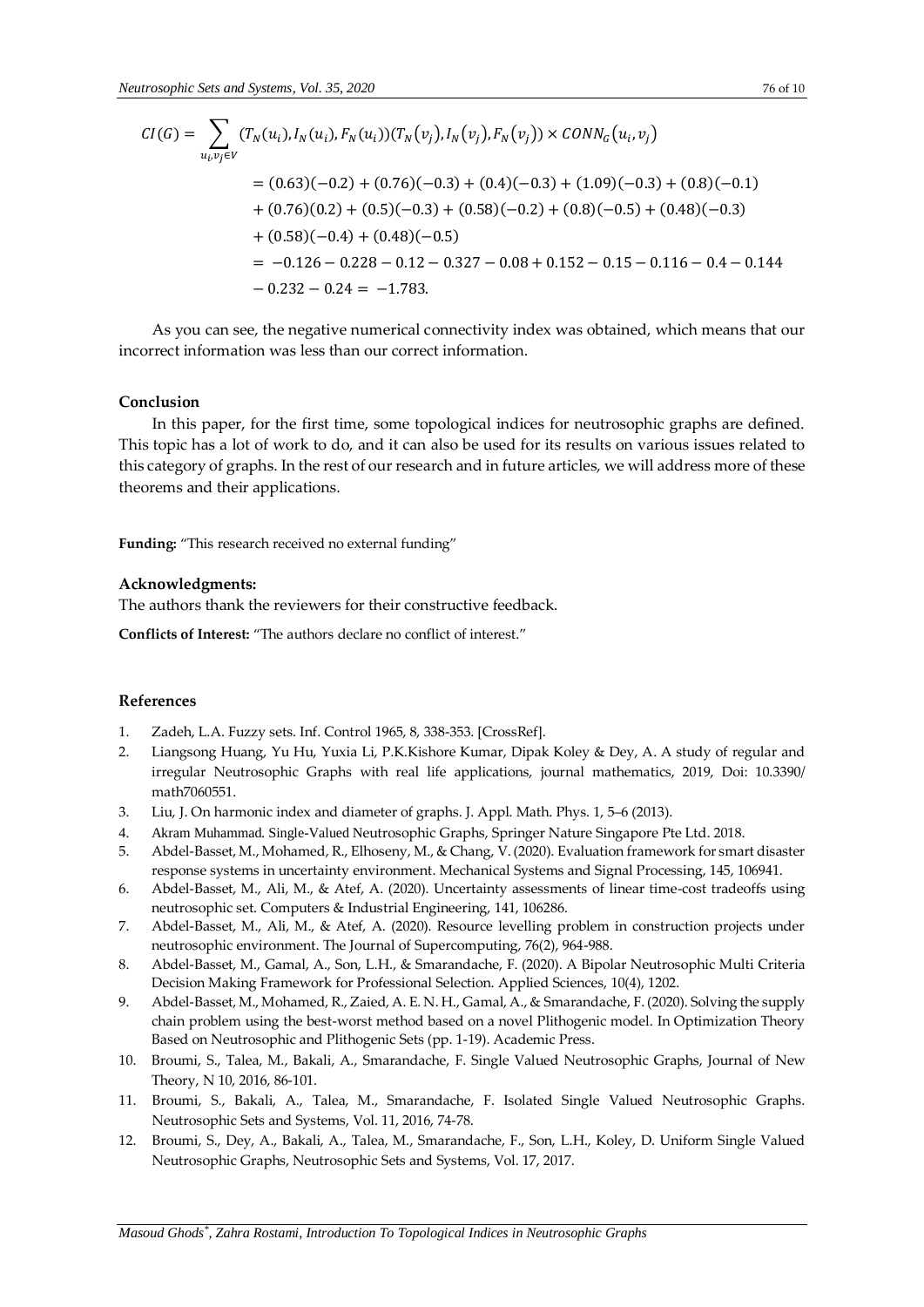$$
\begin{aligned}
CI(G) = \sum_{u_i v_j \in V} & (T_N(u_i), I_N(u_i), F_N(u_i))(T_N(v_j), I_N(v_j), F_N(v_j)) \times CONN_G(u_i, v_j) \\
&= (0.63)(-0.2) + (0.76)(-0.3) + (0.4)(-0.3) + (1.09)(-0.3) + (0.8)(-0.1) \\
&\quad + (0.76)(0.2) + (0.5)(-0.3) + (0.58)(-0.2) + (0.8)(-0.5) + (0.48)(-0.3) \\
&\quad + (0.58)(-0.4) + (0.48)(-0.5) \\
&= -0.126 - 0.228 - 0.12 - 0.327 - 0.08 + 0.152 - 0.15 - 0.116 - 0.4 - 0.144 \\
&\quad - 0.232 - 0.24 = -1.783.
\end{aligned}
$$

As you can see, the negative numerical connectivity index was obtained, which means that our incorrect information was less than our correct information.

## Conclusion

In this paper, for the first time, some topological indices for neutrosophic graphs are defined. This topic has a lot of work to do, and it can also be used for its results on various issues related to this category of graphs. In the rest of our research and in future articles, we will address more of these theorems and their applications.

**Funding:** "This research received no external funding"

## Acknowledgments:

The authors thank the reviewers for their constructive feedback.

**Conflicts of Interest:** "The authors declare no conflict of interest."

## References

1. Zadeh, L.A. Fuzzy sets. Inf. Control 1965, 8, 338-353. [CrossRef].
2. Liangsong Huang, Yu Hu, Yuxia Li, P.K.Kishore Kumar, Dipak Koley & Dey, A. A study of regular and irregular Neutrosophic Graphs with real life applications, journal mathematics, 2019, Doi: 10.3390/ math7060551.
3. Liu, J. On harmonic index and diameter of graphs. J. Appl. Math. Phys. 1, 5–6 (2013).
4. Akram Muhammad. Single-Valued Neutrosophic Graphs, Springer Nature Singapore Pte Ltd. 2018.
5. Abdel-Basset, M., Mohamed, R., Elhoseny, M., & Chang, V. (2020). Evaluation framework for smart disaster response systems in uncertainty environment. Mechanical Systems and Signal Processing, 145, 106941.
6. Abdel-Basset, M., Ali, M., & Atef, A. (2020). Uncertainty assessments of linear time-cost tradeoffs using neutrosophic set. Computers & Industrial Engineering, 141, 106286.
7. Abdel-Basset, M., Ali, M., & Atef, A. (2020). Resource levelling problem in construction projects under neutrosophic environment. The Journal of Supercomputing, 76(2), 964-988.
8. Abdel-Basset, M., Gamal, A., Son, L.H., & Smarandache, F. (2020). A Bipolar Neutrosophic Multi Criteria Decision Making Framework for Professional Selection. Applied Sciences, 10(4), 1202.
9. Abdel-Basset, M., Mohamed, R., Zaied, A. E. N. H., Gamal, A., & Smarandache, F. (2020). Solving the supply chain problem using the best-worst method based on a novel Plithogenic model. In Optimization Theory Based on Neutrosophic and Plithogenic Sets (pp. 1-19). Academic Press.
10. Broumi, S., Talea, M., Bakali, A., Smarandache, F. Single Valued Neutrosophic Graphs, Journal of New Theory, N 10, 2016, 86-101.
11. Broumi, S., Bakali, A., Talea, M., Smarandache, F. Isolated Single Valued Neutrosophic Graphs. Neutrosophic Sets and Systems, Vol. 11, 2016, 74-78.
12. Broumi, S., Dey, A., Bakali, A., Talea, M., Smarandache, F., Son, L.H., Koley, D. Uniform Single Valued Neutrosophic Graphs, Neutrosophic Sets and Systems, Vol. 17, 2017.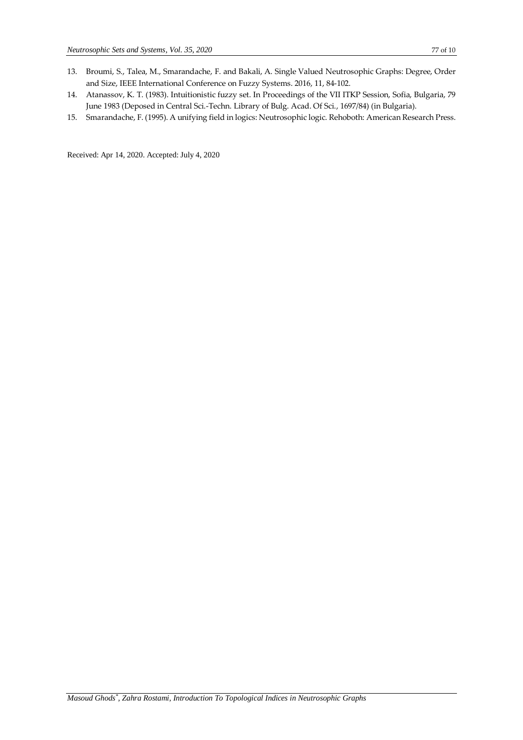13. Broumi, S., Talea, M., Smarandache, F. and Bakali, A. Single Valued Neutrosophic Graphs: Degree, Order and Size, IEEE International Conference on Fuzzy Systems. 2016, 11, 84-102.
14. Atanassov, K. T. (1983). Intuitionistic fuzzy set. In Proceedings of the VII ITKP Session, Sofia, Bulgaria, 79 June 1983 (Deposed in Central Sci.-Techn. Library of Bulg. Acad. Of Sci., 1697/84) (in Bulgaria).
15. Smarandache, F. (1995). A unifying field in logics: Neutrosophic logic. Rehoboth: American Research Press.

Received: Apr 14, 2020. Accepted: July 4, 2020